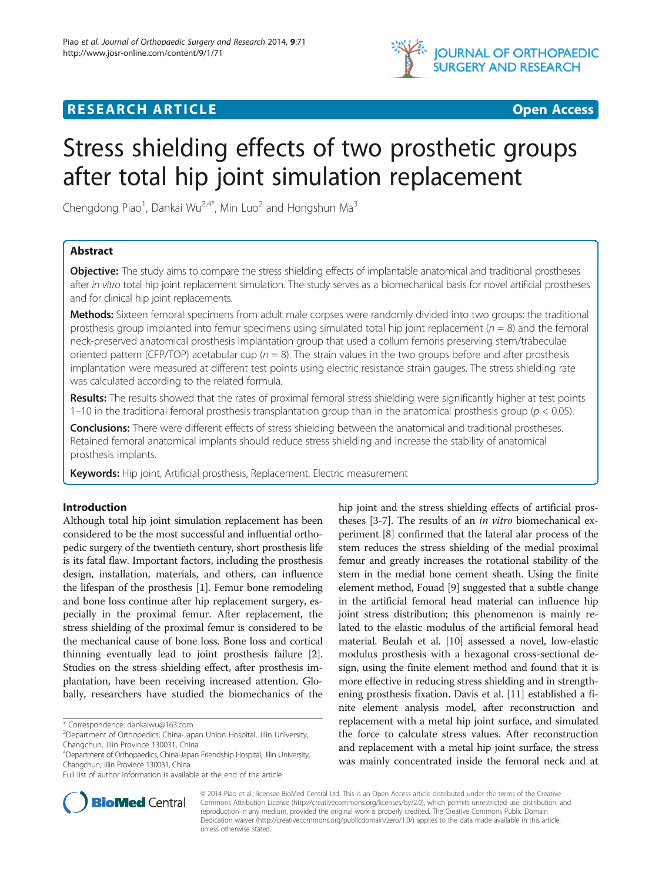**RESEARCH ARTICLE** **Open Access**

# Stress shielding effects of two prosthetic groups after total hip joint simulation replacement

Chengdong Piao[1], Dankai Wu[2,4*], Min Luo[2] and Hongshun Ma[3]

## Abstract

**Objective:** The study aims to compare the stress shielding effects of implantable anatomical and traditional prostheses after *in vitro* total hip joint replacement simulation. The study serves as a biomechanical basis for novel artificial prostheses and for clinical hip joint replacements.

**Methods:** Sixteen femoral specimens from adult male corpses were randomly divided into two groups: the traditional prosthesis group implanted into femur specimens using simulated total hip joint replacement ($n$ = 8) and the femoral neck-preserved anatomical prosthesis implantation group that used a collum femoris preserving stem/trabeculae oriented pattern (CFP/TOP) acetabular cup ($n$ = 8). The strain values in the two groups before and after prosthesis implantation were measured at different test points using electric resistance strain gauges. The stress shielding rate was calculated according to the related formula.

**Results:** The results showed that the rates of proximal femoral stress shielding were significantly higher at test points 1–10 in the traditional femoral prosthesis transplantation group than in the anatomical prosthesis group ($p$ < 0.05).

**Conclusions:** There were different effects of stress shielding between the anatomical and traditional prostheses. Retained femoral anatomical implants should reduce stress shielding and increase the stability of anatomical prosthesis implants.

**Keywords:** Hip joint, Artificial prosthesis, Replacement, Electric measurement

## Introduction

Although total hip joint simulation replacement has been considered to be the most successful and influential orthopedic surgery of the twentieth century, short prosthesis life is its fatal flaw. Important factors, including the prosthesis design, installation, materials, and others, can influence the lifespan of the prosthesis [1]. Femur bone remodeling and bone loss continue after hip replacement surgery, especially in the proximal femur. After replacement, the stress shielding of the proximal femur is considered to be the mechanical cause of bone loss. Bone loss and cortical thinning eventually lead to joint prosthesis failure [2]. Studies on the stress shielding effect, after prosthesis implantation, have been receiving increased attention. Globally, researchers have studied the biomechanics of the hip joint and the stress shielding effects of artificial prostheses [3-7]. The results of an *in vitro* biomechanical experiment [8] confirmed that the lateral alar process of the stem reduces the stress shielding of the medial proximal femur and greatly increases the rotational stability of the stem in the medial bone cement sheath. Using the finite element method, Fouad [9] suggested that a subtle change in the artificial femoral head material can influence hip joint stress distribution; this phenomenon is mainly related to the elastic modulus of the artificial femoral head material. Beulah et al. [10] assessed a novel, low-elastic modulus prosthesis with a hexagonal cross-sectional design, using the finite element method and found that it is more effective in reducing stress shielding and in strengthening prosthesis fixation. Davis et al. [11] established a finite element analysis model, after reconstruction and replacement with a metal hip joint surface, and simulated the force to calculate stress values. After reconstruction and replacement with a metal hip joint surface, the stress was mainly concentrated inside the femoral neck and at

\* Correspondence: dankaiwu@163.com
[2]Department of Orthopedics, China-Japan Union Hospital, Jilin University, Changchun, Jilin Province 130031, China
[4]Department of Orthopaedics, China-Japan Friendship Hospital, Jilin University, Changchun, Jilin Province 130031, China
Full list of author information is available at the end of the article

© 2014 Piao et al.; licensee BioMed Central Ltd. This is an Open Access article distributed under the terms of the Creative Commons Attribution License (http://creativecommons.org/licenses/by/2.0), which permits unrestricted use, distribution, and reproduction in any medium, provided the original work is properly credited. The Creative Commons Public Domain Dedication waiver (http://creativecommons.org/publicdomain/zero/1.0/) applies to the data made available in this article, unless otherwise stated.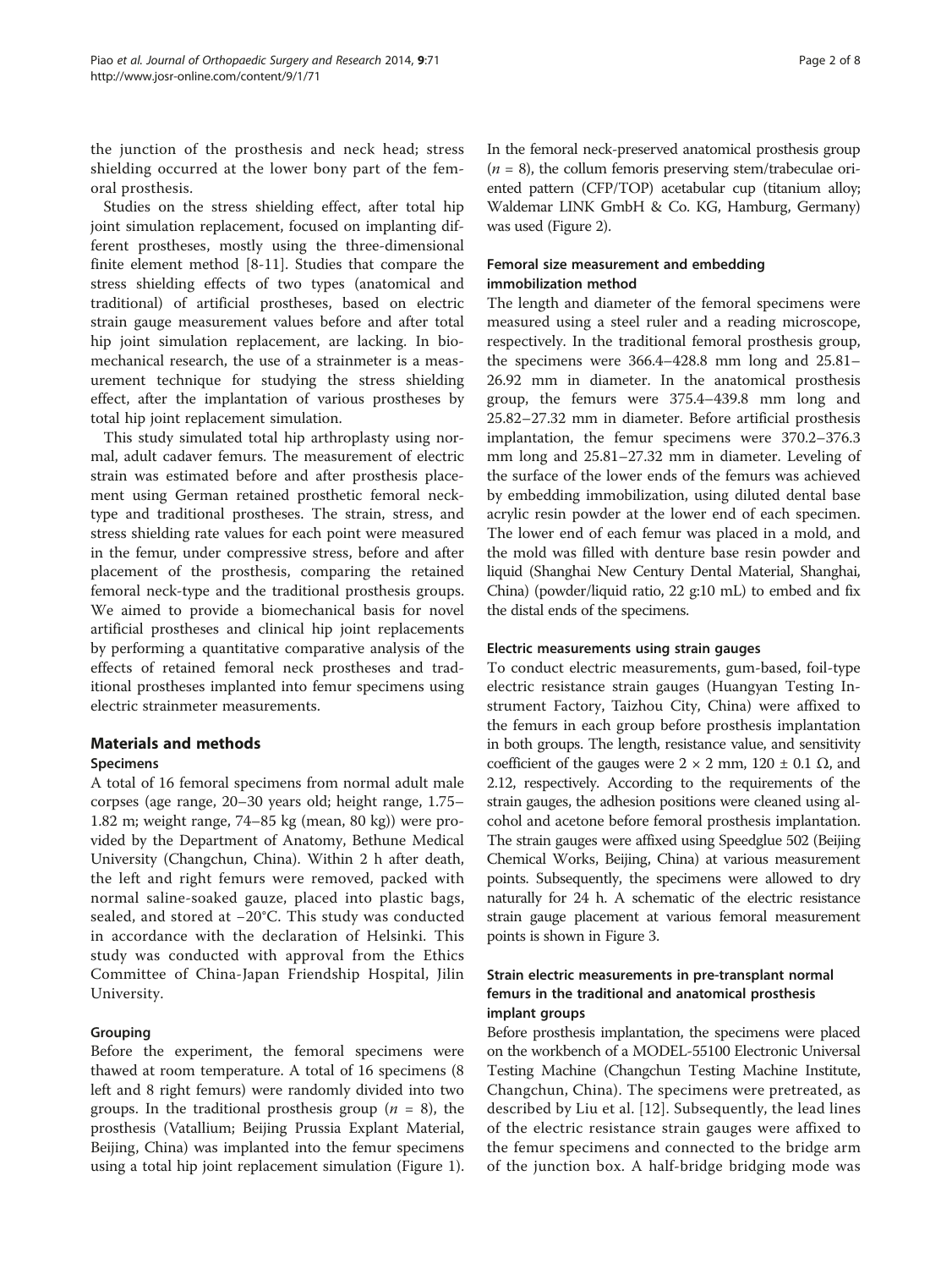the junction of the prosthesis and neck head; stress shielding occurred at the lower bony part of the femoral prosthesis.

Studies on the stress shielding effect, after total hip joint simulation replacement, focused on implanting different prostheses, mostly using the three-dimensional finite element method [8-11]. Studies that compare the stress shielding effects of two types (anatomical and traditional) of artificial prostheses, based on electric strain gauge measurement values before and after total hip joint simulation replacement, are lacking. In biomechanical research, the use of a strainmeter is a measurement technique for studying the stress shielding effect, after the implantation of various prostheses by total hip joint replacement simulation.

This study simulated total hip arthroplasty using normal, adult cadaver femurs. The measurement of electric strain was estimated before and after prosthesis placement using German retained prosthetic femoral neck-type and traditional prostheses. The strain, stress, and stress shielding rate values for each point were measured in the femur, under compressive stress, before and after placement of the prosthesis, comparing the retained femoral neck-type and the traditional prosthesis groups. We aimed to provide a biomechanical basis for novel artificial prostheses and clinical hip joint replacements by performing a quantitative comparative analysis of the effects of retained femoral neck prostheses and traditional prostheses implanted into femur specimens using electric strainmeter measurements.

## Materials and methods

### Specimens

A total of 16 femoral specimens from normal adult male corpses (age range, 20–30 years old; height range, 1.75–1.82 m; weight range, 74–85 kg (mean, 80 kg)) were provided by the Department of Anatomy, Bethune Medical University (Changchun, China). Within 2 h after death, the left and right femurs were removed, packed with normal saline-soaked gauze, placed into plastic bags, sealed, and stored at −20°C. This study was conducted in accordance with the declaration of Helsinki. This study was conducted with approval from the Ethics Committee of China-Japan Friendship Hospital, Jilin University.

### Grouping

Before the experiment, the femoral specimens were thawed at room temperature. A total of 16 specimens (8 left and 8 right femurs) were randomly divided into two groups. In the traditional prosthesis group ($n$ = 8), the prosthesis (Vatallium; Beijing Prussia Explant Material, Beijing, China) was implanted into the femur specimens using a total hip joint replacement simulation (Figure 1). In the femoral neck-preserved anatomical prosthesis group ($n$ = 8), the collum femoris preserving stem/trabeculae oriented pattern (CFP/TOP) acetabular cup (titanium alloy; Waldemar LINK GmbH & Co. KG, Hamburg, Germany) was used (Figure 2).

### Femoral size measurement and embedding immobilization method

The length and diameter of the femoral specimens were measured using a steel ruler and a reading microscope, respectively. In the traditional femoral prosthesis group, the specimens were 366.4–428.8 mm long and 25.81–26.92 mm in diameter. In the anatomical prosthesis group, the femurs were 375.4–439.8 mm long and 25.82–27.32 mm in diameter. Before artificial prosthesis implantation, the femur specimens were 370.2–376.3 mm long and 25.81–27.32 mm in diameter. Leveling of the surface of the lower ends of the femurs was achieved by embedding immobilization, using diluted dental base acrylic resin powder at the lower end of each specimen. The lower end of each femur was placed in a mold, and the mold was filled with denture base resin powder and liquid (Shanghai New Century Dental Material, Shanghai, China) (powder/liquid ratio, 22 g:10 mL) to embed and fix the distal ends of the specimens.

### Electric measurements using strain gauges

To conduct electric measurements, gum-based, foil-type electric resistance strain gauges (Huangyan Testing Instrument Factory, Taizhou City, China) were affixed to the femurs in each group before prosthesis implantation in both groups. The length, resistance value, and sensitivity coefficient of the gauges were 2 × 2 mm, 120 ± 0.1 Ω, and 2.12, respectively. According to the requirements of the strain gauges, the adhesion positions were cleaned using alcohol and acetone before femoral prosthesis implantation. The strain gauges were affixed using Speedglue 502 (Beijing Chemical Works, Beijing, China) at various measurement points. Subsequently, the specimens were allowed to dry naturally for 24 h. A schematic of the electric resistance strain gauge placement at various femoral measurement points is shown in Figure 3.

### Strain electric measurements in pre-transplant normal femurs in the traditional and anatomical prosthesis implant groups

Before prosthesis implantation, the specimens were placed on the workbench of a MODEL-55100 Electronic Universal Testing Machine (Changchun Testing Machine Institute, Changchun, China). The specimens were pretreated, as described by Liu et al. [12]. Subsequently, the lead lines of the electric resistance strain gauges were affixed to the femur specimens and connected to the bridge arm of the junction box. A half-bridge bridging mode was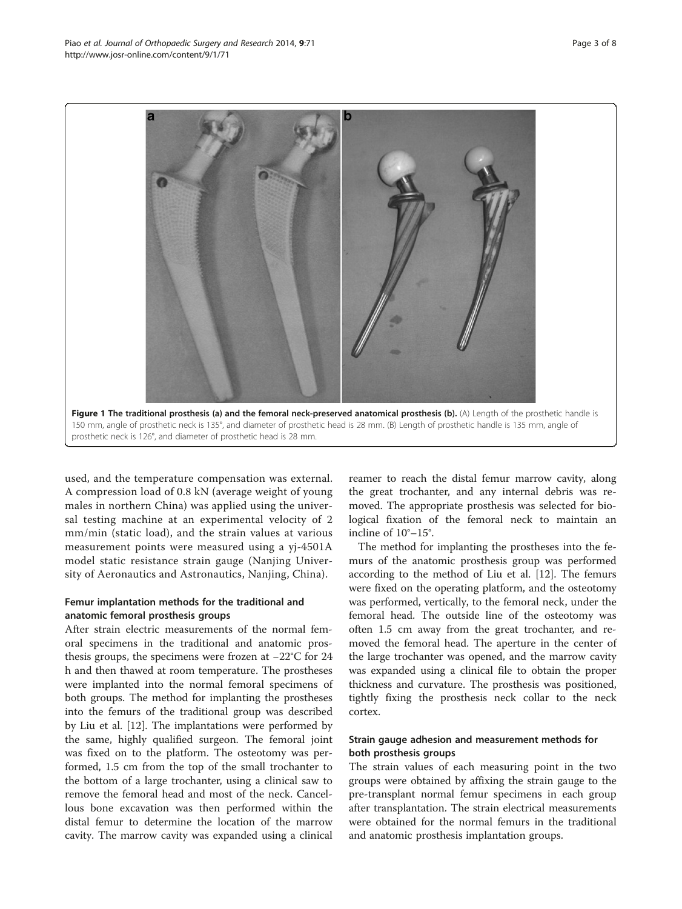**Figure 1 The traditional prosthesis (a) and the femoral neck-preserved anatomical prosthesis (b).** (A) Length of the prosthetic handle is 150 mm, angle of prosthetic neck is 135°, and diameter of prosthetic head is 28 mm. (B) Length of prosthetic handle is 135 mm, angle of prosthetic neck is 126°, and diameter of prosthetic head is 28 mm.

used, and the temperature compensation was external. A compression load of 0.8 kN (average weight of young males in northern China) was applied using the universal testing machine at an experimental velocity of 2 mm/min (static load), and the strain values at various measurement points were measured using a yj-4501A model static resistance strain gauge (Nanjing University of Aeronautics and Astronautics, Nanjing, China).

### Femur implantation methods for the traditional and anatomic femoral prosthesis groups

After strain electric measurements of the normal femoral specimens in the traditional and anatomic prosthesis groups, the specimens were frozen at −22°C for 24 h and then thawed at room temperature. The prostheses were implanted into the normal femoral specimens of both groups. The method for implanting the prostheses into the femurs of the traditional group was described by Liu et al. [12]. The implantations were performed by the same, highly qualified surgeon. The femoral joint was fixed on to the platform. The osteotomy was performed, 1.5 cm from the top of the small trochanter to the bottom of a large trochanter, using a clinical saw to remove the femoral head and most of the neck. Cancellous bone excavation was then performed within the distal femur to determine the location of the marrow cavity. The marrow cavity was expanded using a clinical reamer to reach the distal femur marrow cavity, along the great trochanter, and any internal debris was removed. The appropriate prosthesis was selected for biological fixation of the femoral neck to maintain an incline of 10°–15°.

The method for implanting the prostheses into the femurs of the anatomic prosthesis group was performed according to the method of Liu et al. [12]. The femurs were fixed on the operating platform, and the osteotomy was performed, vertically, to the femoral neck, under the femoral head. The outside line of the osteotomy was often 1.5 cm away from the great trochanter, and removed the femoral head. The aperture in the center of the large trochanter was opened, and the marrow cavity was expanded using a clinical file to obtain the proper thickness and curvature. The prosthesis was positioned, tightly fixing the prosthesis neck collar to the neck cortex.

### Strain gauge adhesion and measurement methods for both prosthesis groups

The strain values of each measuring point in the two groups were obtained by affixing the strain gauge to the pre-transplant normal femur specimens in each group after transplantation. The strain electrical measurements were obtained for the normal femurs in the traditional and anatomic prosthesis implantation groups.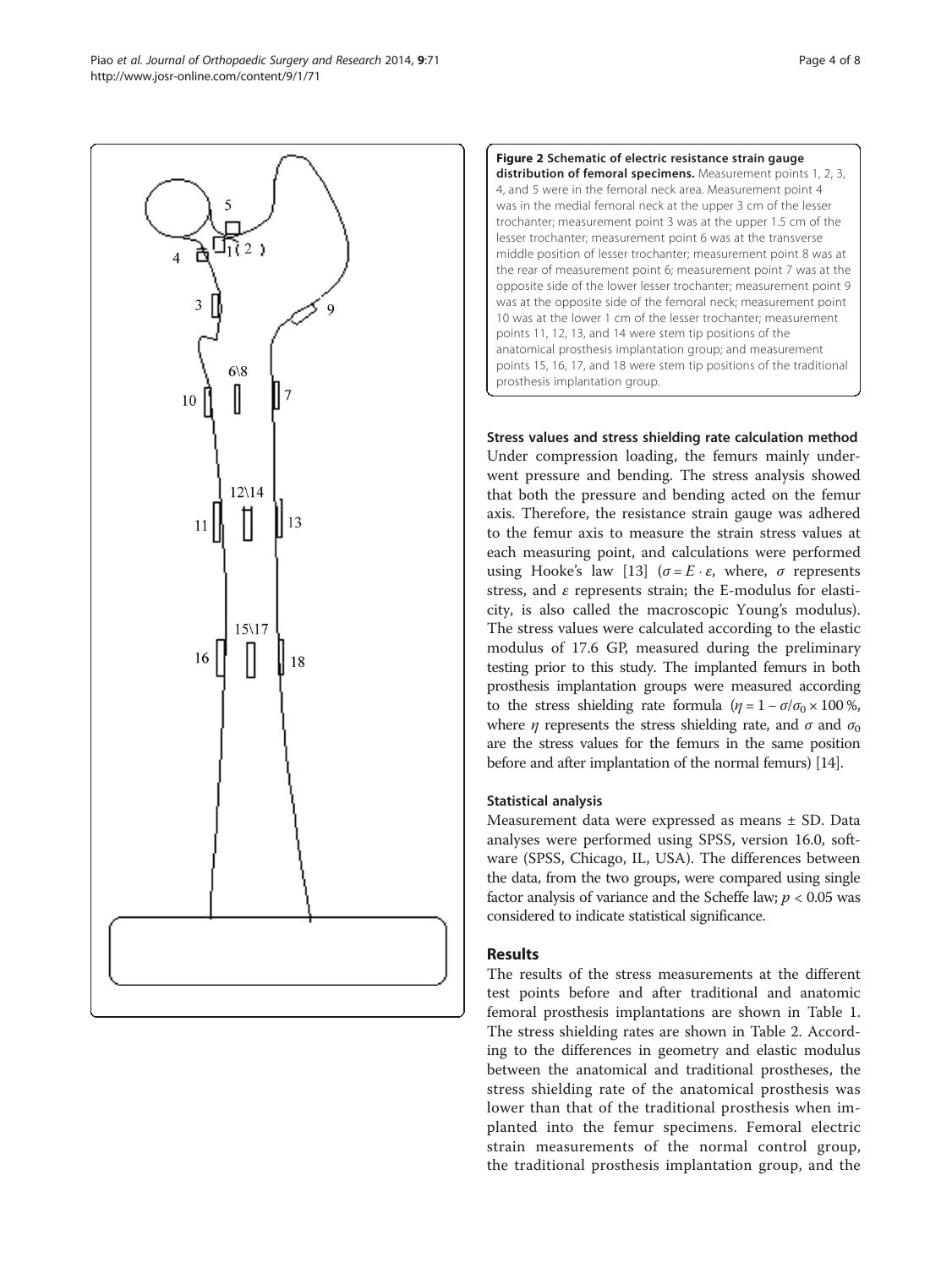**Figure 2 Schematic of electric resistance strain gauge distribution of femoral specimens.** Measurement points 1, 2, 3, 4, and 5 were in the femoral neck area. Measurement point 4 was in the medial femoral neck at the upper 3 cm of the lesser trochanter; measurement point 3 was at the upper 1.5 cm of the lesser trochanter; measurement point 6 was at the transverse middle position of lesser trochanter; measurement point 8 was at the rear of measurement point 6; measurement point 7 was at the opposite side of the lower lesser trochanter; measurement point 9 was at the opposite side of the femoral neck; measurement point 10 was at the lower 1 cm of the lesser trochanter; measurement points 11, 12, 13, and 14 were stem tip positions of the anatomical prosthesis implantation group; and measurement points 15, 16, 17, and 18 were stem tip positions of the traditional prosthesis implantation group.

### Stress values and stress shielding rate calculation method

Under compression loading, the femurs mainly underwent pressure and bending. The stress analysis showed that both the pressure and bending acted on the femur axis. Therefore, the resistance strain gauge was adhered to the femur axis to measure the strain stress values at each measuring point, and calculations were performed using Hooke's law [13] ($\sigma = E \cdot \varepsilon$, where, $\sigma$ represents stress, and $\varepsilon$ represents strain; the E-modulus for elasticity, is also called the macroscopic Young's modulus). The stress values were calculated according to the elastic modulus of 17.6 GP, measured during the preliminary testing prior to this study. The implanted femurs in both prosthesis implantation groups were measured according to the stress shielding rate formula ($\eta = 1 - \sigma/\sigma_0 \times 100\,\%$, where $\eta$ represents the stress shielding rate, and $\sigma$ and $\sigma_0$ are the stress values for the femurs in the same position before and after implantation of the normal femurs) [14].

### Statistical analysis

Measurement data were expressed as means ± SD. Data analyses were performed using SPSS, version 16.0, software (SPSS, Chicago, IL, USA). The differences between the data, from the two groups, were compared using single factor analysis of variance and the Scheffe law; $p < 0.05$ was considered to indicate statistical significance.

## Results

The results of the stress measurements at the different test points before and after traditional and anatomic femoral prosthesis implantations are shown in Table 1. The stress shielding rates are shown in Table 2. According to the differences in geometry and elastic modulus between the anatomical and traditional prostheses, the stress shielding rate of the anatomical prosthesis was lower than that of the traditional prosthesis when implanted into the femur specimens. Femoral electric strain measurements of the normal control group, the traditional prosthesis implantation group, and the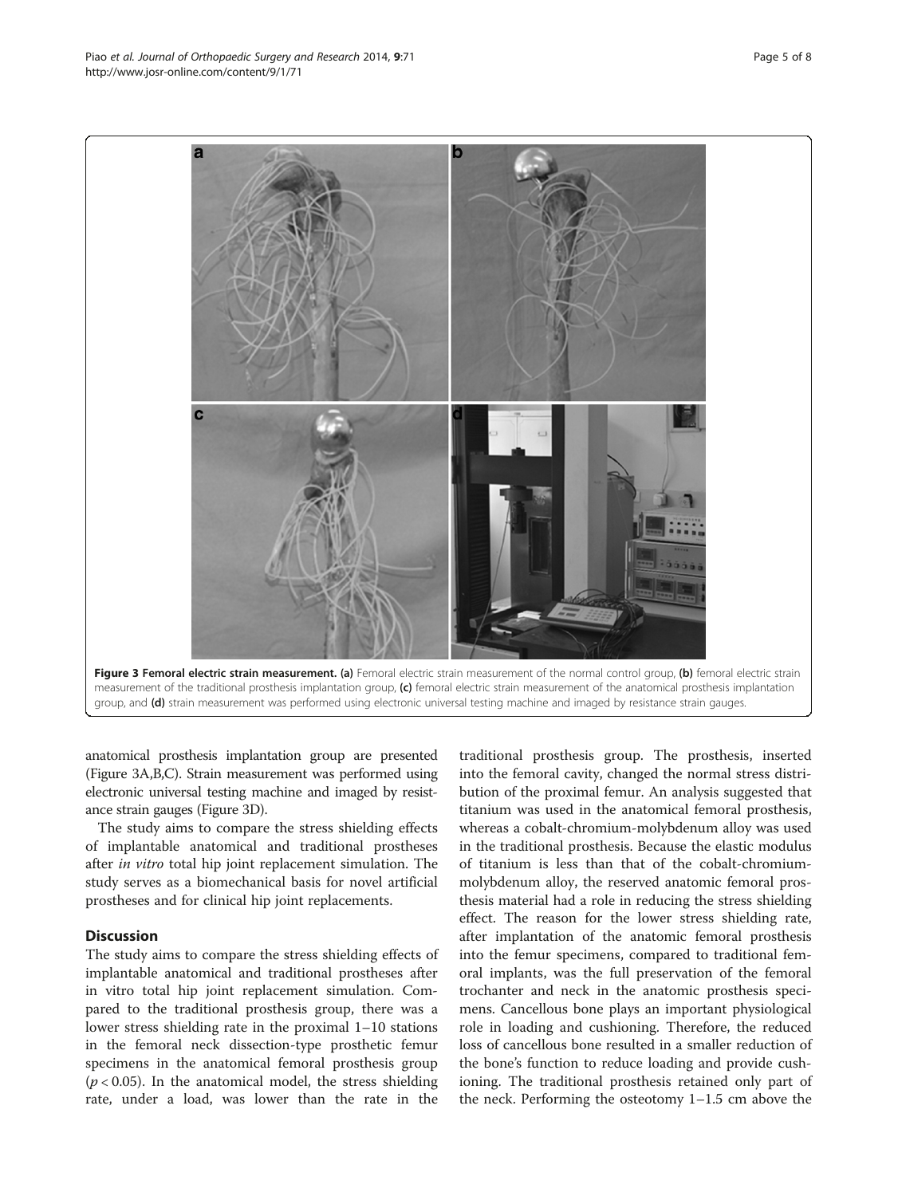Figure 3 Femoral electric strain measurement. (a) Femoral electric strain measurement of the normal control group, (b) femoral electric strain measurement of the traditional prosthesis implantation group, (c) femoral electric strain measurement of the anatomical prosthesis implantation group, and (d) strain measurement was performed using electronic universal testing machine and imaged by resistance strain gauges.

anatomical prosthesis implantation group are presented (Figure 3A,B,C). Strain measurement was performed using electronic universal testing machine and imaged by resistance strain gauges (Figure 3D).

The study aims to compare the stress shielding effects of implantable anatomical and traditional prostheses after *in vitro* total hip joint replacement simulation. The study serves as a biomechanical basis for novel artificial prostheses and for clinical hip joint replacements.

## Discussion

The study aims to compare the stress shielding effects of implantable anatomical and traditional prostheses after in vitro total hip joint replacement simulation. Compared to the traditional prosthesis group, there was a lower stress shielding rate in the proximal 1–10 stations in the femoral neck dissection-type prosthetic femur specimens in the anatomical femoral prosthesis group ($p < 0.05$). In the anatomical model, the stress shielding rate, under a load, was lower than the rate in the traditional prosthesis group. The prosthesis, inserted into the femoral cavity, changed the normal stress distribution of the proximal femur. An analysis suggested that titanium was used in the anatomical femoral prosthesis, whereas a cobalt-chromium-molybdenum alloy was used in the traditional prosthesis. Because the elastic modulus of titanium is less than that of the cobalt-chromium-molybdenum alloy, the reserved anatomic femoral prosthesis material had a role in reducing the stress shielding effect. The reason for the lower stress shielding rate, after implantation of the anatomic femoral prosthesis into the femur specimens, compared to traditional femoral implants, was the full preservation of the femoral trochanter and neck in the anatomic prosthesis specimens. Cancellous bone plays an important physiological role in loading and cushioning. Therefore, the reduced loss of cancellous bone resulted in a smaller reduction of the bone's function to reduce loading and provide cushioning. The traditional prosthesis retained only part of the neck. Performing the osteotomy 1–1.5 cm above the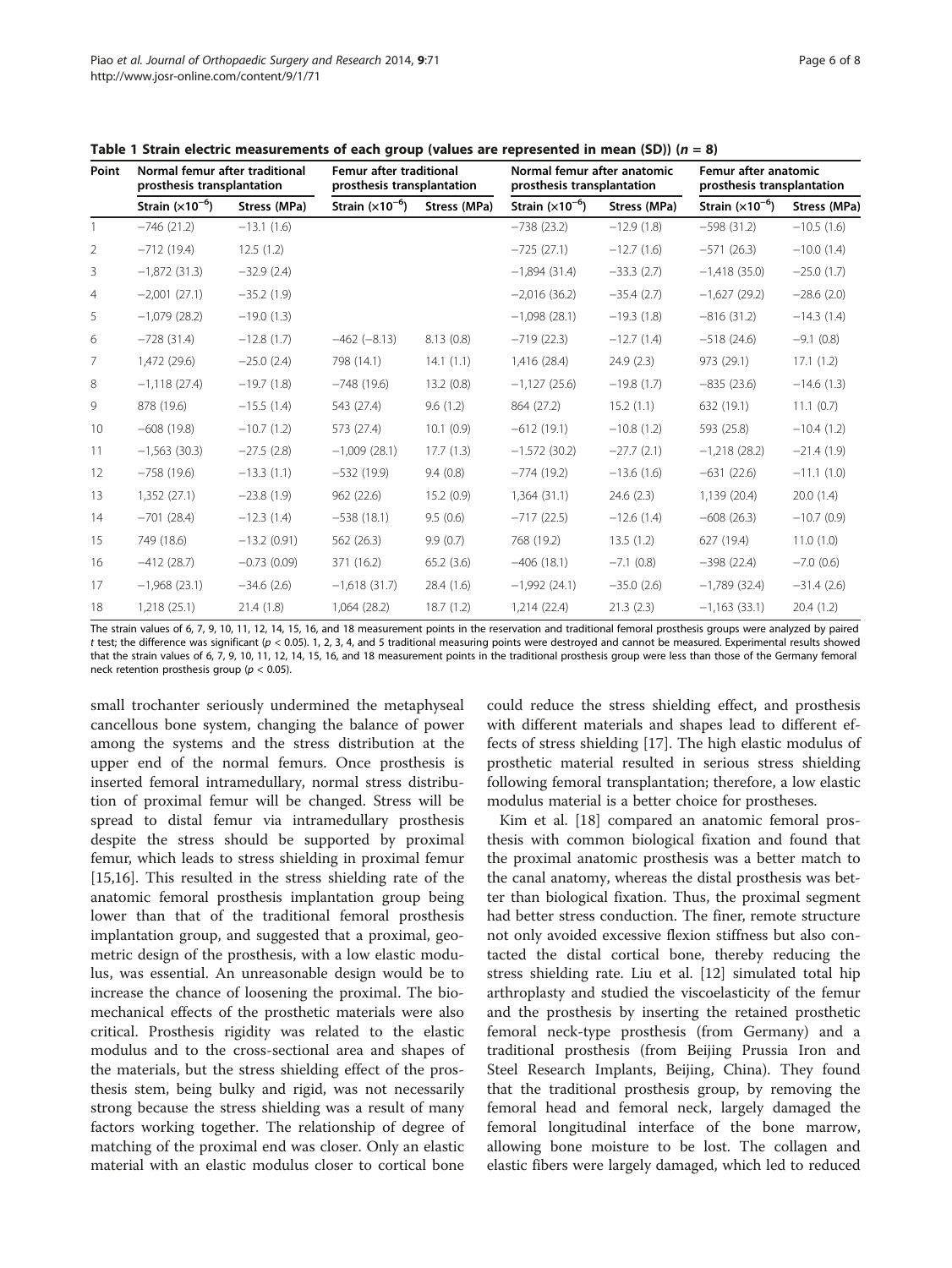**Table 1 Strain electric measurements of each group (values are represented in mean (SD)) ($n = 8$)**

| Point | Normal femur after traditional prosthesis transplantation | | Femur after traditional prosthesis transplantation | | Normal femur after anatomic prosthesis transplantation | | Femur after anatomic prosthesis transplantation | |
|---|---|---|---|---|---|---|---|---|
| | Strain ($\times 10^{-6}$) | Stress (MPa) | Strain ($\times 10^{-6}$) | Stress (MPa) | Strain ($\times 10^{-6}$) | Stress (MPa) | Strain ($\times 10^{-6}$) | Stress (MPa) |
| 1 | −746 (21.2) | −13.1 (1.6) | | | −738 (23.2) | −12.9 (1.8) | −598 (31.2) | −10.5 (1.6) |
| 2 | −712 (19.4) | 12.5 (1.2) | | | −725 (27.1) | −12.7 (1.6) | −571 (26.3) | −10.0 (1.4) |
| 3 | −1,872 (31.3) | −32.9 (2.4) | | | −1,894 (31.4) | −33.3 (2.7) | −1,418 (35.0) | −25.0 (1.7) |
| 4 | −2,001 (27.1) | −35.2 (1.9) | | | −2,016 (36.2) | −35.4 (2.7) | −1,627 (29.2) | −28.6 (2.0) |
| 5 | −1,079 (28.2) | −19.0 (1.3) | | | −1,098 (28.1) | −19.3 (1.8) | −816 (31.2) | −14.3 (1.4) |
| 6 | −728 (31.4) | −12.8 (1.7) | −462 (−8.13) | 8.13 (0.8) | −719 (22.3) | −12.7 (1.4) | −518 (24.6) | −9.1 (0.8) |
| 7 | 1,472 (29.6) | −25.0 (2.4) | 798 (14.1) | 14.1 (1.1) | 1,416 (28.4) | 24.9 (2.3) | 973 (29.1) | 17.1 (1.2) |
| 8 | −1,118 (27.4) | −19.7 (1.8) | −748 (19.6) | 13.2 (0.8) | −1,127 (25.6) | −19.8 (1.7) | −835 (23.6) | −14.6 (1.3) |
| 9 | 878 (19.6) | −15.5 (1.4) | 543 (27.4) | 9.6 (1.2) | 864 (27.2) | 15.2 (1.1) | 632 (19.1) | 11.1 (0.7) |
| 10 | −608 (19.8) | −10.7 (1.2) | 573 (27.4) | 10.1 (0.9) | −612 (19.1) | −10.8 (1.2) | 593 (25.8) | −10.4 (1.2) |
| 11 | −1,563 (30.3) | −27.5 (2.8) | −1,009 (28.1) | 17.7 (1.3) | −1.572 (30.2) | −27.7 (2.1) | −1,218 (28.2) | −21.4 (1.9) |
| 12 | −758 (19.6) | −13.3 (1.1) | −532 (19.9) | 9.4 (0.8) | −774 (19.2) | −13.6 (1.6) | −631 (22.6) | −11.1 (1.0) |
| 13 | 1,352 (27.1) | −23.8 (1.9) | 962 (22.6) | 15.2 (0.9) | 1,364 (31.1) | 24.6 (2.3) | 1,139 (20.4) | 20.0 (1.4) |
| 14 | −701 (28.4) | −12.3 (1.4) | −538 (18.1) | 9.5 (0.6) | −717 (22.5) | −12.6 (1.4) | −608 (26.3) | −10.7 (0.9) |
| 15 | 749 (18.6) | −13.2 (0.91) | 562 (26.3) | 9.9 (0.7) | 768 (19.2) | 13.5 (1.2) | 627 (19.4) | 11.0 (1.0) |
| 16 | −412 (28.7) | −0.73 (0.09) | 371 (16.2) | 65.2 (3.6) | −406 (18.1) | −7.1 (0.8) | −398 (22.4) | −7.0 (0.6) |
| 17 | −1,968 (23.1) | −34.6 (2.6) | −1,618 (31.7) | 28.4 (1.6) | −1,992 (24.1) | −35.0 (2.6) | −1,789 (32.4) | −31.4 (2.6) |
| 18 | 1,218 (25.1) | 21.4 (1.8) | 1,064 (28.2) | 18.7 (1.2) | 1,214 (22.4) | 21.3 (2.3) | −1,163 (33.1) | 20.4 (1.2) |

The strain values of 6, 7, 9, 10, 11, 12, 14, 15, 16, and 18 measurement points in the reservation and traditional femoral prosthesis groups were analyzed by paired $t$ test; the difference was significant ($p < 0.05$). 1, 2, 3, 4, and 5 traditional measuring points were destroyed and cannot be measured. Experimental results showed that the strain values of 6, 7, 9, 10, 11, 12, 14, 15, 16, and 18 measurement points in the traditional prosthesis group were less than those of the Germany femoral neck retention prosthesis group ($p < 0.05$).

small trochanter seriously undermined the metaphyseal cancellous bone system, changing the balance of power among the systems and the stress distribution at the upper end of the normal femurs. Once prosthesis is inserted femoral intramedullary, normal stress distribution of proximal femur will be changed. Stress will be spread to distal femur via intramedullary prosthesis despite the stress should be supported by proximal femur, which leads to stress shielding in proximal femur [15,16]. This resulted in the stress shielding rate of the anatomic femoral prosthesis implantation group being lower than that of the traditional femoral prosthesis implantation group, and suggested that a proximal, geometric design of the prosthesis, with a low elastic modulus, was essential. An unreasonable design would be to increase the chance of loosening the proximal. The biomechanical effects of the prosthetic materials were also critical. Prosthesis rigidity was related to the elastic modulus and to the cross-sectional area and shapes of the materials, but the stress shielding effect of the prosthesis stem, being bulky and rigid, was not necessarily strong because the stress shielding was a result of many factors working together. The relationship of degree of matching of the proximal end was closer. Only an elastic material with an elastic modulus closer to cortical bone could reduce the stress shielding effect, and prosthesis with different materials and shapes lead to different effects of stress shielding [17]. The high elastic modulus of prosthetic material resulted in serious stress shielding following femoral transplantation; therefore, a low elastic modulus material is a better choice for prostheses.

Kim et al. [18] compared an anatomic femoral prosthesis with common biological fixation and found that the proximal anatomic prosthesis was a better match to the canal anatomy, whereas the distal prosthesis was better than biological fixation. Thus, the proximal segment had better stress conduction. The finer, remote structure not only avoided excessive flexion stiffness but also contacted the distal cortical bone, thereby reducing the stress shielding rate. Liu et al. [12] simulated total hip arthroplasty and studied the viscoelasticity of the femur and the prosthesis by inserting the retained prosthetic femoral neck-type prosthesis (from Germany) and a traditional prosthesis (from Beijing Prussia Iron and Steel Research Implants, Beijing, China). They found that the traditional prosthesis group, by removing the femoral head and femoral neck, largely damaged the femoral longitudinal interface of the bone marrow, allowing bone moisture to be lost. The collagen and elastic fibers were largely damaged, which led to reduced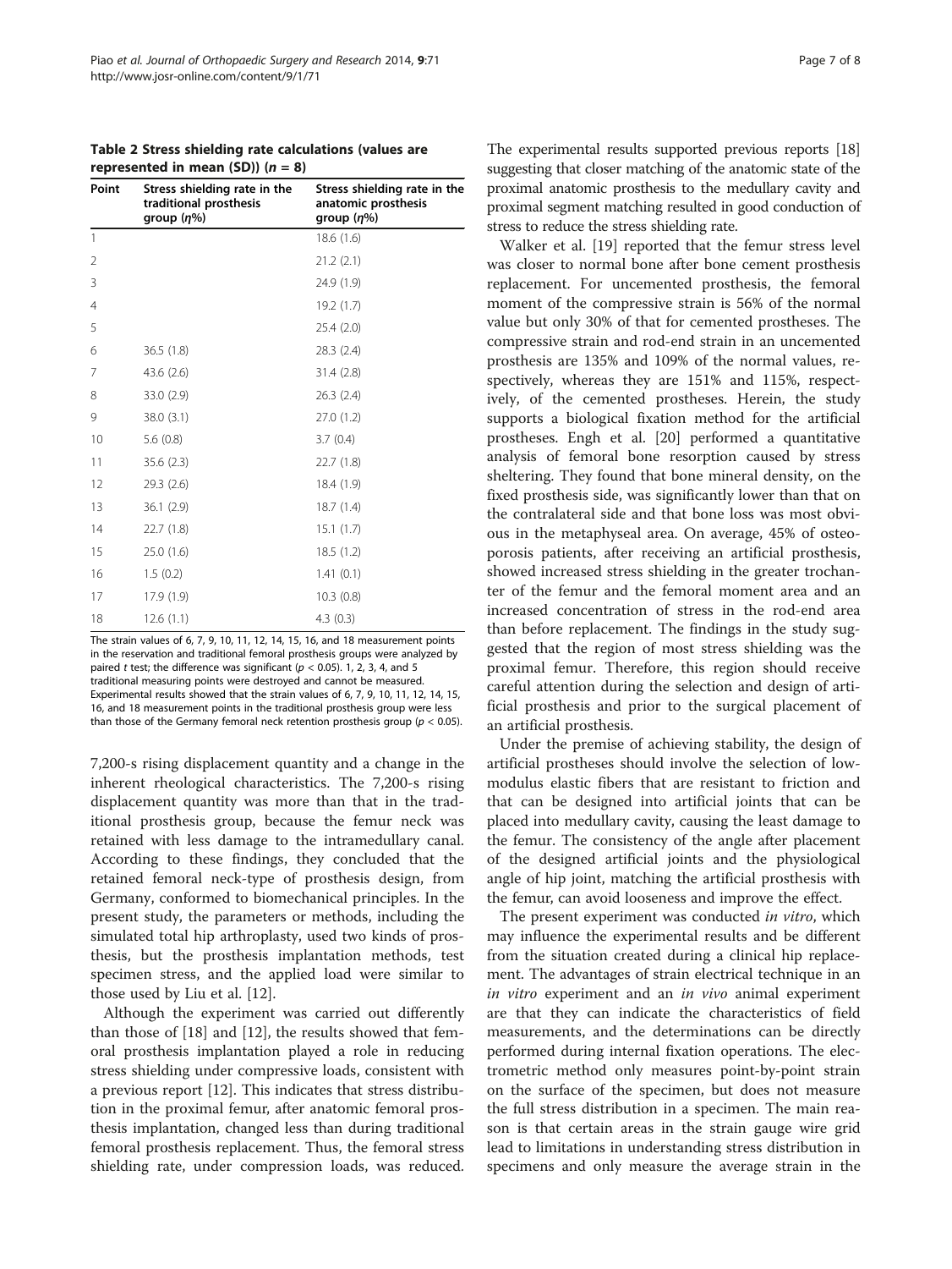**Table 2 Stress shielding rate calculations (values are represented in mean (SD)) ($n = 8$)**

| Point | Stress shielding rate in the traditional prosthesis group ($\eta$%) | Stress shielding rate in the anatomic prosthesis group ($\eta$%) |
|---|---|---|
| 1 | | 18.6 (1.6) |
| 2 | | 21.2 (2.1) |
| 3 | | 24.9 (1.9) |
| 4 | | 19.2 (1.7) |
| 5 | | 25.4 (2.0) |
| 6 | 36.5 (1.8) | 28.3 (2.4) |
| 7 | 43.6 (2.6) | 31.4 (2.8) |
| 8 | 33.0 (2.9) | 26.3 (2.4) |
| 9 | 38.0 (3.1) | 27.0 (1.2) |
| 10 | 5.6 (0.8) | 3.7 (0.4) |
| 11 | 35.6 (2.3) | 22.7 (1.8) |
| 12 | 29.3 (2.6) | 18.4 (1.9) |
| 13 | 36.1 (2.9) | 18.7 (1.4) |
| 14 | 22.7 (1.8) | 15.1 (1.7) |
| 15 | 25.0 (1.6) | 18.5 (1.2) |
| 16 | 1.5 (0.2) | 1.41 (0.1) |
| 17 | 17.9 (1.9) | 10.3 (0.8) |
| 18 | 12.6 (1.1) | 4.3 (0.3) |

The strain values of 6, 7, 9, 10, 11, 12, 14, 15, 16, and 18 measurement points in the reservation and traditional femoral prosthesis groups were analyzed by paired *t* test; the difference was significant ($p < 0.05$). 1, 2, 3, 4, and 5 traditional measuring points were destroyed and cannot be measured. Experimental results showed that the strain values of 6, 7, 9, 10, 11, 12, 14, 15, 16, and 18 measurement points in the traditional prosthesis group were less than those of the Germany femoral neck retention prosthesis group ($p < 0.05$).

7,200-s rising displacement quantity and a change in the inherent rheological characteristics. The 7,200-s rising displacement quantity was more than that in the traditional prosthesis group, because the femur neck was retained with less damage to the intramedullary canal. According to these findings, they concluded that the retained femoral neck-type of prosthesis design, from Germany, conformed to biomechanical principles. In the present study, the parameters or methods, including the simulated total hip arthroplasty, used two kinds of prosthesis, but the prosthesis implantation methods, test specimen stress, and the applied load were similar to those used by Liu et al. [12].

Although the experiment was carried out differently than those of [18] and [12], the results showed that femoral prosthesis implantation played a role in reducing stress shielding under compressive loads, consistent with a previous report [12]. This indicates that stress distribution in the proximal femur, after anatomic femoral prosthesis implantation, changed less than during traditional femoral prosthesis replacement. Thus, the femoral stress shielding rate, under compression loads, was reduced. The experimental results supported previous reports [18] suggesting that closer matching of the anatomic state of the proximal anatomic prosthesis to the medullary cavity and proximal segment matching resulted in good conduction of stress to reduce the stress shielding rate.

Walker et al. [19] reported that the femur stress level was closer to normal bone after bone cement prosthesis replacement. For uncemented prosthesis, the femoral moment of the compressive strain is 56% of the normal value but only 30% of that for cemented prostheses. The compressive strain and rod-end strain in an uncemented prosthesis are 135% and 109% of the normal values, respectively, whereas they are 151% and 115%, respectively, of the cemented prostheses. Herein, the study supports a biological fixation method for the artificial prostheses. Engh et al. [20] performed a quantitative analysis of femoral bone resorption caused by stress sheltering. They found that bone mineral density, on the fixed prosthesis side, was significantly lower than that on the contralateral side and that bone loss was most obvious in the metaphyseal area. On average, 45% of osteoporosis patients, after receiving an artificial prosthesis, showed increased stress shielding in the greater trochanter of the femur and the femoral moment area and an increased concentration of stress in the rod-end area than before replacement. The findings in the study suggested that the region of most stress shielding was the proximal femur. Therefore, this region should receive careful attention during the selection and design of artificial prosthesis and prior to the surgical placement of an artificial prosthesis.

Under the premise of achieving stability, the design of artificial prostheses should involve the selection of low-modulus elastic fibers that are resistant to friction and that can be designed into artificial joints that can be placed into medullary cavity, causing the least damage to the femur. The consistency of the angle after placement of the designed artificial joints and the physiological angle of hip joint, matching the artificial prosthesis with the femur, can avoid looseness and improve the effect.

The present experiment was conducted *in vitro*, which may influence the experimental results and be different from the situation created during a clinical hip replacement. The advantages of strain electrical technique in an *in vitro* experiment and an *in vivo* animal experiment are that they can indicate the characteristics of field measurements, and the determinations can be directly performed during internal fixation operations. The electrometric method only measures point-by-point strain on the surface of the specimen, but does not measure the full stress distribution in a specimen. The main reason is that certain areas in the strain gauge wire grid lead to limitations in understanding stress distribution in specimens and only measure the average strain in the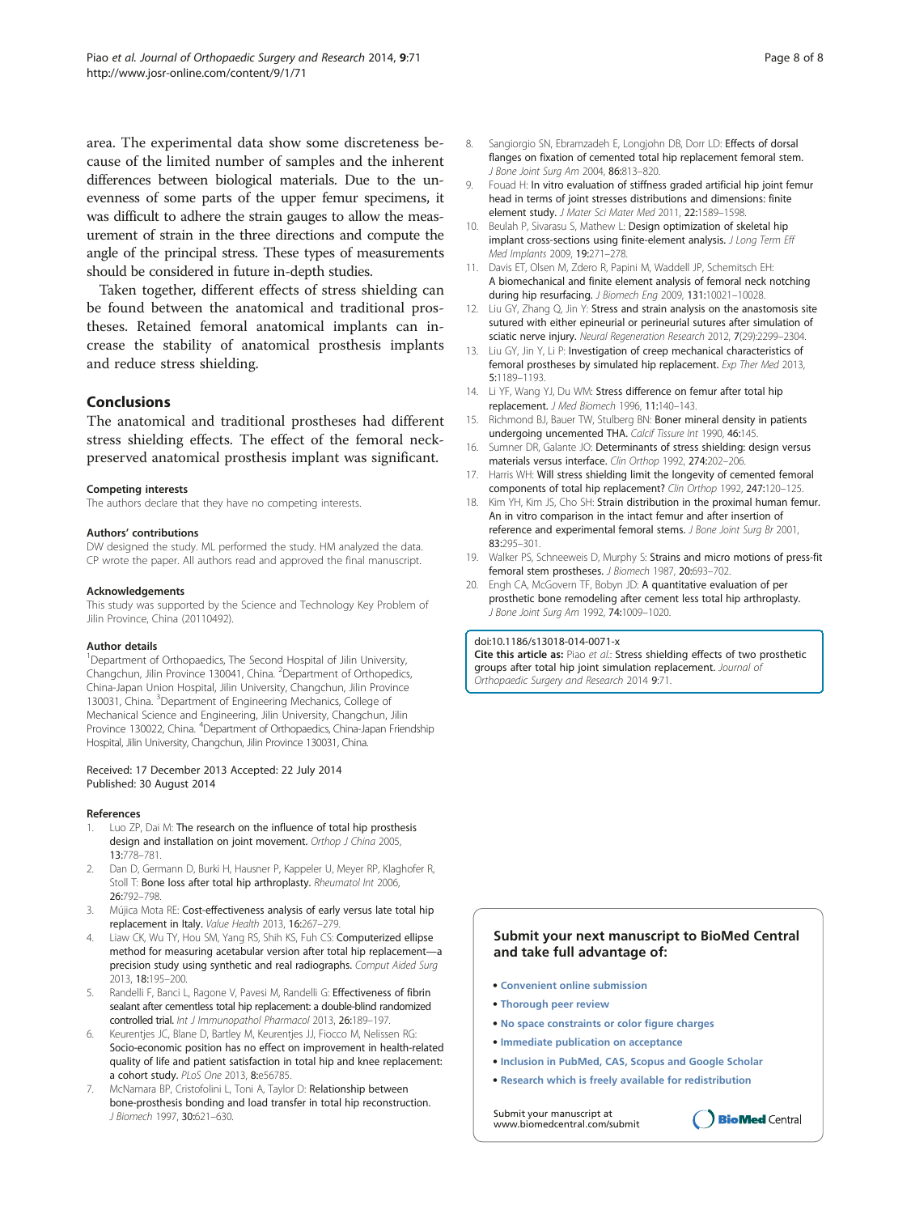area. The experimental data show some discreteness because of the limited number of samples and the inherent differences between biological materials. Due to the unevenness of some parts of the upper femur specimens, it was difficult to adhere the strain gauges to allow the measurement of strain in the three directions and compute the angle of the principal stress. These types of measurements should be considered in future in-depth studies.

Taken together, different effects of stress shielding can be found between the anatomical and traditional prostheses. Retained femoral anatomical implants can increase the stability of anatomical prosthesis implants and reduce stress shielding.

## Conclusions

The anatomical and traditional prostheses had different stress shielding effects. The effect of the femoral neck-preserved anatomical prosthesis implant was significant.

#### Competing interests

The authors declare that they have no competing interests.

#### Authors' contributions

DW designed the study. ML performed the study. HM analyzed the data. CP wrote the paper. All authors read and approved the final manuscript.

#### Acknowledgements

This study was supported by the Science and Technology Key Problem of Jilin Province, China (20110492).

#### Author details

[1]Department of Orthopaedics, The Second Hospital of Jilin University, Changchun, Jilin Province 130041, China. [2]Department of Orthopedics, China-Japan Union Hospital, Jilin University, Changchun, Jilin Province 130031, China. [3]Department of Engineering Mechanics, College of Mechanical Science and Engineering, Jilin University, Changchun, Jilin Province 130022, China. [4]Department of Orthopaedics, China-Japan Friendship Hospital, Jilin University, Changchun, Jilin Province 130031, China.

Received: 17 December 2013 Accepted: 22 July 2014
Published: 30 August 2014

#### References

1. Luo ZP, Dai M: **The research on the influence of total hip prosthesis design and installation on joint movement.** *Orthop J China* 2005, **13**:778–781.
2. Dan D, Germann D, Burki H, Hausner P, Kappeler U, Meyer RP, Klaghofer R, Stoll T: **Bone loss after total hip arthroplasty.** *Rheumatol Int* 2006, **26**:792–798.
3. Mújica Mota RE: **Cost-effectiveness analysis of early versus late total hip replacement in Italy.** *Value Health* 2013, **16**:267–279.
4. Liaw CK, Wu TY, Hou SM, Yang RS, Shih KS, Fuh CS: **Computerized ellipse method for measuring acetabular version after total hip replacement—a precision study using synthetic and real radiographs.** *Comput Aided Surg* 2013, **18**:195–200.
5. Randelli F, Banci L, Ragone V, Pavesi M, Randelli G: **Effectiveness of fibrin sealant after cementless total hip replacement: a double-blind randomized controlled trial.** *Int J Immunopathol Pharmacol* 2013, **26**:189–197.
6. Keurentjes JC, Blane D, Bartley M, Keurentjes JJ, Fiocco M, Nelissen RG: **Socio-economic position has no effect on improvement in health-related quality of life and patient satisfaction in total hip and knee replacement: a cohort study.** *PLoS One* 2013, **8**:e56785.
7. McNamara BP, Cristofolini L, Toni A, Taylor D: **Relationship between bone-prosthesis bonding and load transfer in total hip reconstruction.** *J Biomech* 1997, **30**:621–630.
8. Sangiorgio SN, Ebramzadeh E, Longjohn DB, Dorr LD: **Effects of dorsal flanges on fixation of cemented total hip replacement femoral stem.** *J Bone Joint Surg Am* 2004, **86**:813–820.
9. Fouad H: **In vitro evaluation of stiffness graded artificial hip joint femur head in terms of joint stresses distributions and dimensions: finite element study.** *J Mater Sci Mater Med* 2011, **22**:1589–1598.
10. Beulah P, Sivarasu S, Mathew L: **Design optimization of skeletal hip implant cross-sections using finite-element analysis.** *J Long Term Eff Med Implants* 2009, **19**:271–278.
11. Davis ET, Olsen M, Zdero R, Papini M, Waddell JP, Schemitsch EH: **A biomechanical and finite element analysis of femoral neck notching during hip resurfacing.** *J Biomech Eng* 2009, **131**:10021–10028.
12. Liu GY, Zhang Q, Jin Y: **Stress and strain analysis on the anastomosis site sutured with either epineurial or perineurial sutures after simulation of sciatic nerve injury.** *Neural Regeneration Research* 2012, **7**(29):2299–2304.
13. Liu GY, Jin Y, Li P: **Investigation of creep mechanical characteristics of femoral prostheses by simulated hip replacement.** *Exp Ther Med* 2013, **5**:1189–1193.
14. Li YF, Wang YJ, Du WM: **Stress difference on femur after total hip replacement.** *J Med Biomech* 1996, **11**:140–143.
15. Richmond BJ, Bauer TW, Stulberg BN: **Boner mineral density in patients undergoing uncemented THA.** *Calcif Tissure Int* 1990, **46**:145.
16. Sumner DR, Galante JO: **Determinants of stress shielding: design versus materials versus interface.** *Clin Orthop* 1992, **274**:202–206.
17. Harris WH: **Will stress shielding limit the longevity of cemented femoral components of total hip replacement?** *Clin Orthop* 1992, **247**:120–125.
18. Kim YH, Kim JS, Cho SH: **Strain distribution in the proximal human femur. An in vitro comparison in the intact femur and after insertion of reference and experimental femoral stems.** *J Bone Joint Surg Br* 2001, **83**:295–301.
19. Walker PS, Schneeweis D, Murphy S: **Strains and micro motions of press-fit femoral stem prostheses.** *J Biomech* 1987, **20**:693–702.
20. Engh CA, McGovern TF, Bobyn JD: **A quantitative evaluation of per prosthetic bone remodeling after cement less total hip arthroplasty.** *J Bone Joint Surg Am* 1992, **74**:1009–1020.

doi:10.1186/s13018-014-0071-x
**Cite this article as:** Piao *et al.*: Stress shielding effects of two prosthetic groups after total hip joint simulation replacement. *Journal of Orthopaedic Surgery and Research* 2014 **9**:71.

**Submit your next manuscript to BioMed Central and take full advantage of:**

- **Convenient online submission**
- **Thorough peer review**
- **No space constraints or color figure charges**
- **Immediate publication on acceptance**
- **Inclusion in PubMed, CAS, Scopus and Google Scholar**
- **Research which is freely available for redistribution**

Submit your manuscript at www.biomedcentral.com/submit

BioMed Central